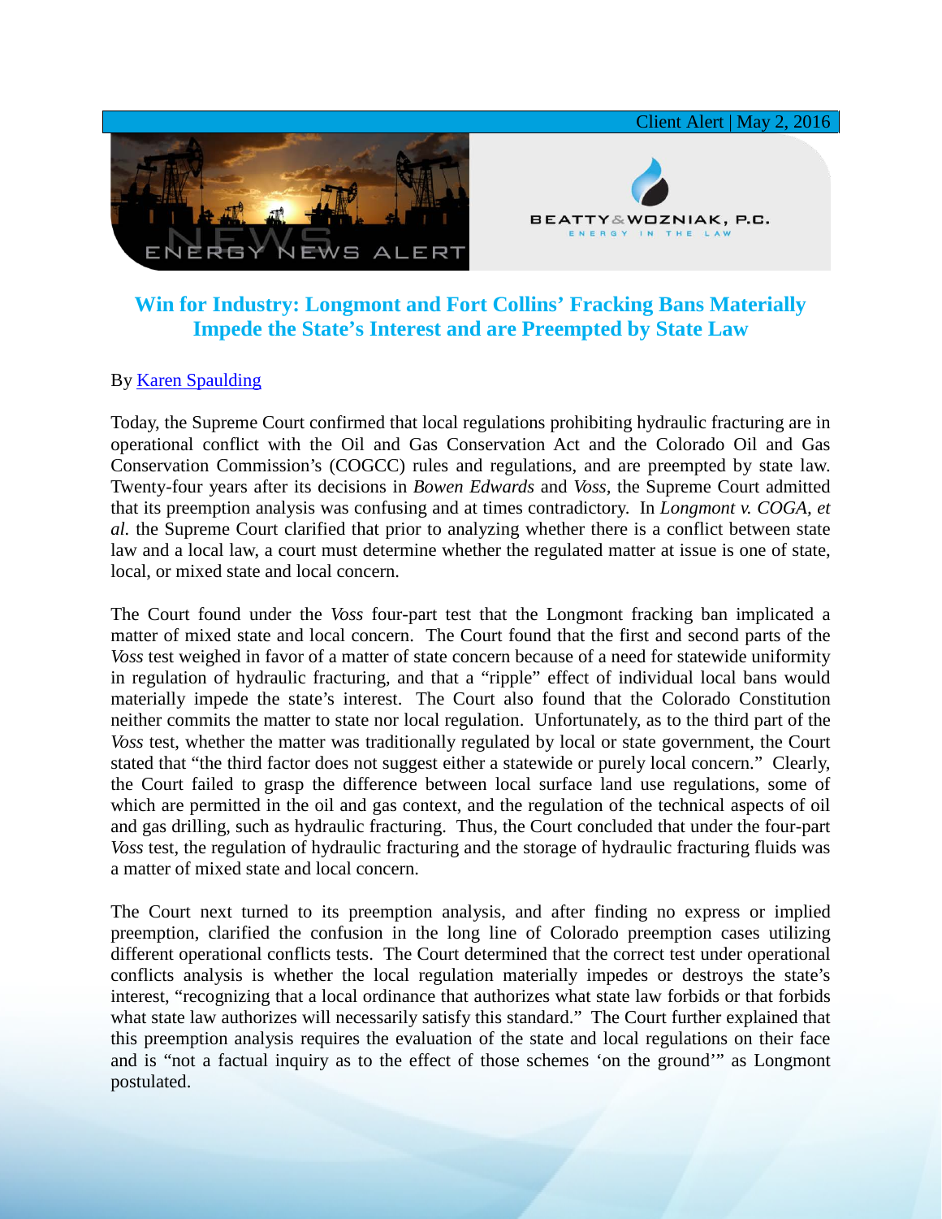Client Alert | May 2, 2016

# Win for Industry: Longmont and Fort Collins' Fracking Bans Materially Impede the State's Interest and are Preempted by State Law

By [Karen Spaulding]()

Today, the Supreme Court confirmed that local regulations prohibiting hydraulic fracturing are in operational conflict with the Oil and Gas Conservation Act and the Colorado Oil and Gas Conservation Commission's (COGCC) rules and regulations, and are preempted by state law. Twenty-four years after its decisions in *Bowen Edwards* and *Voss,* the Supreme Court admitted that its preemption analysis was confusing and at times contradictory. In *Longmont v. COGA, et al.* the Supreme Court clarified that prior to analyzing whether there is a conflict between state law and a local law, a court must determine whether the regulated matter at issue is one of state, local, or mixed state and local concern.

The Court found under the *Voss* four-part test that the Longmont fracking ban implicated a matter of mixed state and local concern. The Court found that the first and second parts of the *Voss* test weighed in favor of a matter of state concern because of a need for statewide uniformity in regulation of hydraulic fracturing, and that a "ripple" effect of individual local bans would materially impede the state's interest. The Court also found that the Colorado Constitution neither commits the matter to state nor local regulation. Unfortunately, as to the third part of the *Voss* test, whether the matter was traditionally regulated by local or state government, the Court stated that "the third factor does not suggest either a statewide or purely local concern." Clearly, the Court failed to grasp the difference between local surface land use regulations, some of which are permitted in the oil and gas context, and the regulation of the technical aspects of oil and gas drilling, such as hydraulic fracturing. Thus, the Court concluded that under the four-part *Voss* test, the regulation of hydraulic fracturing and the storage of hydraulic fracturing fluids was a matter of mixed state and local concern.

The Court next turned to its preemption analysis, and after finding no express or implied preemption, clarified the confusion in the long line of Colorado preemption cases utilizing different operational conflicts tests. The Court determined that the correct test under operational conflicts analysis is whether the local regulation materially impedes or destroys the state's interest, "recognizing that a local ordinance that authorizes what state law forbids or that forbids what state law authorizes will necessarily satisfy this standard." The Court further explained that this preemption analysis requires the evaluation of the state and local regulations on their face and is "not a factual inquiry as to the effect of those schemes 'on the ground'" as Longmont postulated.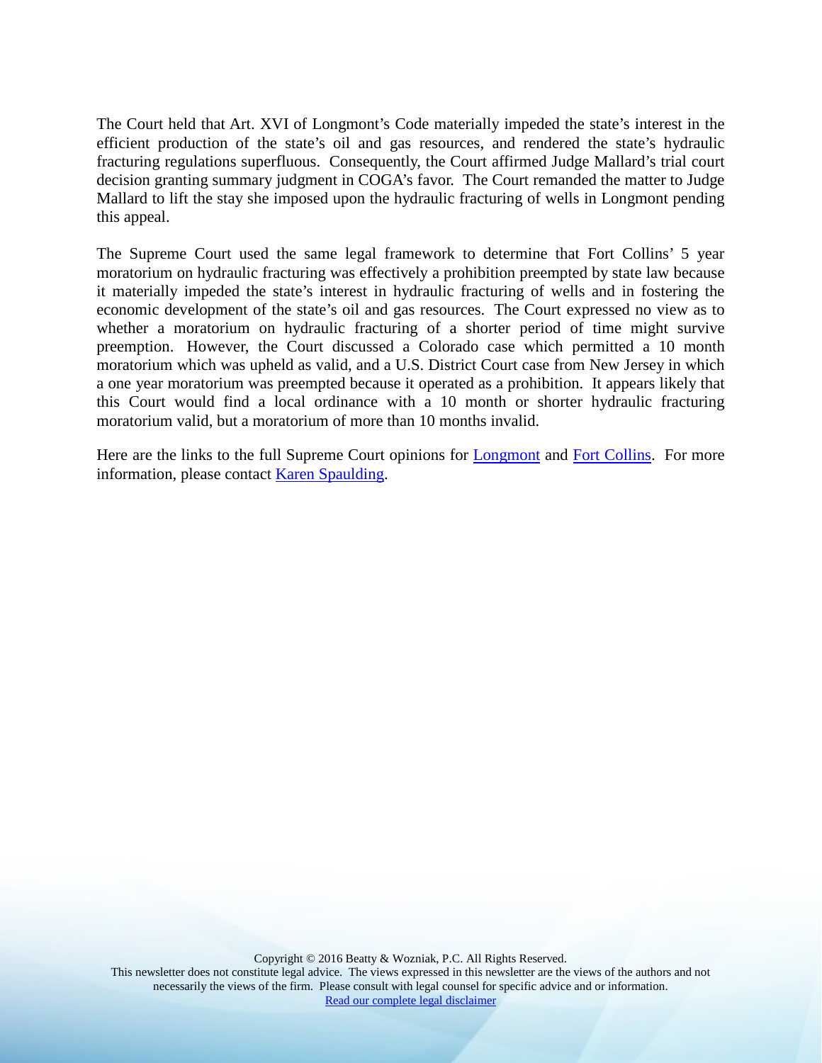The Court held that Art. XVI of Longmont's Code materially impeded the state's interest in the efficient production of the state's oil and gas resources, and rendered the state's hydraulic fracturing regulations superfluous. Consequently, the Court affirmed Judge Mallard's trial court decision granting summary judgment in COGA's favor. The Court remanded the matter to Judge Mallard to lift the stay she imposed upon the hydraulic fracturing of wells in Longmont pending this appeal.

The Supreme Court used the same legal framework to determine that Fort Collins' 5 year moratorium on hydraulic fracturing was effectively a prohibition preempted by state law because it materially impeded the state's interest in hydraulic fracturing of wells and in fostering the economic development of the state's oil and gas resources. The Court expressed no view as to whether a moratorium on hydraulic fracturing of a shorter period of time might survive preemption. However, the Court discussed a Colorado case which permitted a 10 month moratorium which was upheld as valid, and a U.S. District Court case from New Jersey in which a one year moratorium was preempted because it operated as a prohibition. It appears likely that this Court would find a local ordinance with a 10 month or shorter hydraulic fracturing moratorium valid, but a moratorium of more than 10 months invalid.

Here are the links to the full Supreme Court opinions for Longmont and Fort Collins. For more information, please contact Karen Spaulding.

Copyright © 2016 Beatty & Wozniak, P.C. All Rights Reserved.
This newsletter does not constitute legal advice. The views expressed in this newsletter are the views of the authors and not necessarily the views of the firm. Please consult with legal counsel for specific advice and or information.
Read our complete legal disclaimer